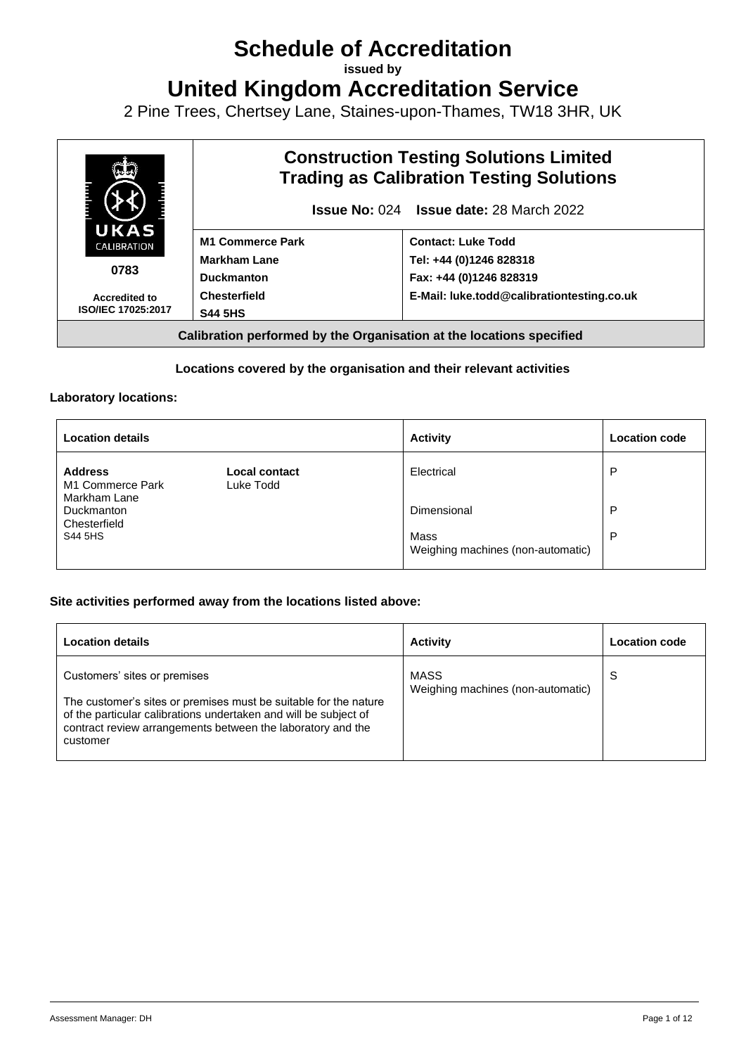# Schedule of Accreditation

**issued by**

# United Kingdom Accreditation Service

2 Pine Trees, Chertsey Lane, Staines-upon-Thames, TW18 3HR, UK

| UKAS CALIBRATION 0783 Accredited to ISO/IEC 17025:2017 | **Construction Testing Solutions Limited Trading as Calibration Testing Solutions** **Issue No:** 024 **Issue date:** 28 March 2022 | |
|---|---|---|
| | **M1 Commerce Park** **Markham Lane** **Duckmanton** **Chesterfield** **S44 5HS** | **Contact: Luke Todd** **Tel: +44 (0)1246 828318** **Fax: +44 (0)1246 828319** **E-Mail: luke.todd@calibrationtesting.co.uk** |
| **Calibration performed by the Organisation at the locations specified** | | |

**Locations covered by the organisation and their relevant activities**

**Laboratory locations:**

| Location details | | Activity | Location code |
|---|---|---|---|
| **Address** M1 Commerce Park Markham Lane Duckmanton Chesterfield S44 5HS | **Local contact** Luke Todd | Electrical | P |
| | | Dimensional | P |
| | | Mass Weighing machines (non-automatic) | P |

**Site activities performed away from the locations listed above:**

| Location details | Activity | Location code |
|---|---|---|
| Customers' sites or premises The customer's sites or premises must be suitable for the nature of the particular calibrations undertaken and will be subject of contract review arrangements between the laboratory and the customer | MASS Weighing machines (non-automatic) | S |

Assessment Manager: DH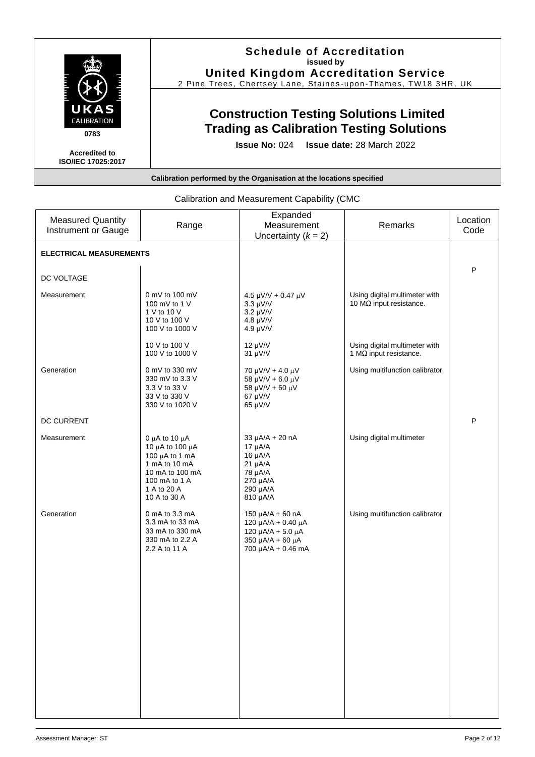# Schedule of Accreditation

**issued by**

**United Kingdom Accreditation Service**

2 Pine Trees, Chertsey Lane, Staines-upon-Thames, TW18 3HR, UK

UKAS CALIBRATION 0783

**Accredited to ISO/IEC 17025:2017**

## Construction Testing Solutions Limited Trading as Calibration Testing Solutions

**Issue No:** 024 **Issue date:** 28 March 2022

**Calibration performed by the Organisation at the locations specified**

Calibration and Measurement Capability (CMC

| Measured Quantity Instrument or Gauge | Range | Expanded Measurement Uncertainty ($k$ = 2) | Remarks | Location Code |
|---|---|---|---|---|
| **ELECTRICAL MEASUREMENTS** | | | | |
| DC VOLTAGE | | | | P |
| Measurement | 0 mV to 100 mV<br>100 mV to 1 V<br>1 V to 10 V<br>10 V to 100 V<br>100 V to 1000 V | 4.5 µV/V + 0.47 µV<br>3.3 µV/V<br>3.2 µV/V<br>4.8 µV/V<br>4.9 µV/V | Using digital multimeter with 10 MΩ input resistance. | |
| | 10 V to 100 V<br>100 V to 1000 V | 12 µV/V<br>31 µV/V | Using digital multimeter with 1 MΩ input resistance. | |
| Generation | 0 mV to 330 mV<br>330 mV to 3.3 V<br>3.3 V to 33 V<br>33 V to 330 V<br>330 V to 1020 V | 70 µV/V + 4.0 µV<br>58 µV/V + 6.0 µV<br>58 µV/V + 60 µV<br>67 µV/V<br>65 µV/V | Using multifunction calibrator | |
| DC CURRENT | | | | P |
| Measurement | 0 µA to 10 µA<br>10 µA to 100 µA<br>100 µA to 1 mA<br>1 mA to 10 mA<br>10 mA to 100 mA<br>100 mA to 1 A<br>1 A to 20 A<br>10 A to 30 A | 33 µA/A + 20 nA<br>17 µA/A<br>16 µA/A<br>21 µA/A<br>78 µA/A<br>270 µA/A<br>290 µA/A<br>810 µA/A | Using digital multimeter | |
| Generation | 0 mA to 3.3 mA<br>3.3 mA to 33 mA<br>33 mA to 330 mA<br>330 mA to 2.2 A<br>2.2 A to 11 A | 150 µA/A + 60 nA<br>120 µA/A + 0.40 µA<br>120 µA/A + 5.0 µA<br>350 µA/A + 60 µA<br>700 µA/A + 0.46 mA | Using multifunction calibrator | |

Assessment Manager: ST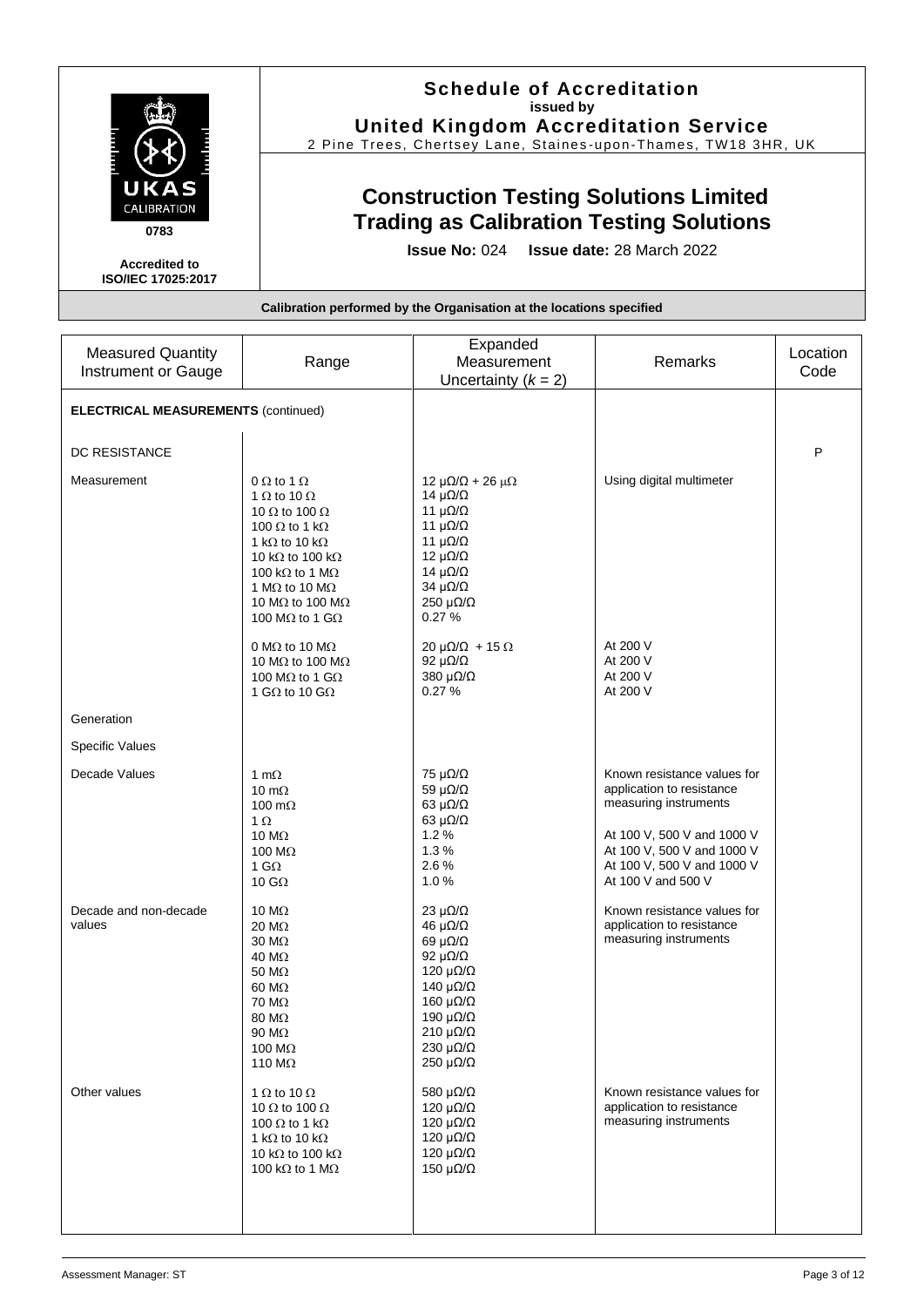**Schedule of Accreditation**
issued by
**United Kingdom Accreditation Service**
2 Pine Trees, Chertsey Lane, Staines-upon-Thames, TW18 3HR, UK

UKAS CALIBRATION
0783

**Accredited to ISO/IEC 17025:2017**

# Construction Testing Solutions Limited Trading as Calibration Testing Solutions

**Issue No:** 024 **Issue date:** 28 March 2022

**Calibration performed by the Organisation at the locations specified**

| Measured Quantity Instrument or Gauge | Range | Expanded Measurement Uncertainty ($k$ = 2) | Remarks | Location Code |
|---|---|---|---|---|
| **ELECTRICAL MEASUREMENTS** (continued) | | | | |
| DC RESISTANCE | | | | P |
| Measurement | 0 Ω to 1 Ω<br>1 Ω to 10 Ω<br>10 Ω to 100 Ω<br>100 Ω to 1 kΩ<br>1 kΩ to 10 kΩ<br>10 kΩ to 100 kΩ<br>100 kΩ to 1 MΩ<br>1 MΩ to 10 MΩ<br>10 MΩ to 100 MΩ<br>100 MΩ to 1 GΩ | 12 μΩ/Ω + 26 μΩ<br>14 μΩ/Ω<br>11 μΩ/Ω<br>11 μΩ/Ω<br>11 μΩ/Ω<br>12 μΩ/Ω<br>14 μΩ/Ω<br>34 μΩ/Ω<br>250 μΩ/Ω<br>0.27 % | Using digital multimeter | |
| | 0 MΩ to 10 MΩ<br>10 MΩ to 100 MΩ<br>100 MΩ to 1 GΩ<br>1 GΩ to 10 GΩ | 20 μΩ/Ω + 15 Ω<br>92 μΩ/Ω<br>380 μΩ/Ω<br>0.27 % | At 200 V<br>At 200 V<br>At 200 V<br>At 200 V | |
| Generation | | | | |
| Specific Values | | | | |
| Decade Values | 1 mΩ<br>10 mΩ<br>100 mΩ<br>1 Ω<br>10 MΩ<br>100 MΩ<br>1 GΩ<br>10 GΩ | 75 μΩ/Ω<br>59 μΩ/Ω<br>63 μΩ/Ω<br>63 μΩ/Ω<br>1.2 %<br>1.3 %<br>2.6 %<br>1.0 % | Known resistance values for application to resistance measuring instruments<br><br>At 100 V, 500 V and 1000 V<br>At 100 V, 500 V and 1000 V<br>At 100 V, 500 V and 1000 V<br>At 100 V and 500 V | |
| Decade and non-decade values | 10 MΩ<br>20 MΩ<br>30 MΩ<br>40 MΩ<br>50 MΩ<br>60 MΩ<br>70 MΩ<br>80 MΩ<br>90 MΩ<br>100 MΩ<br>110 MΩ | 23 μΩ/Ω<br>46 μΩ/Ω<br>69 μΩ/Ω<br>92 μΩ/Ω<br>120 μΩ/Ω<br>140 μΩ/Ω<br>160 μΩ/Ω<br>190 μΩ/Ω<br>210 μΩ/Ω<br>230 μΩ/Ω<br>250 μΩ/Ω | Known resistance values for application to resistance measuring instruments | |
| Other values | 1 Ω to 10 Ω<br>10 Ω to 100 Ω<br>100 Ω to 1 kΩ<br>1 kΩ to 10 kΩ<br>10 kΩ to 100 kΩ<br>100 kΩ to 1 MΩ | 580 μΩ/Ω<br>120 μΩ/Ω<br>120 μΩ/Ω<br>120 μΩ/Ω<br>120 μΩ/Ω<br>150 μΩ/Ω | Known resistance values for application to resistance measuring instruments | |

Assessment Manager: ST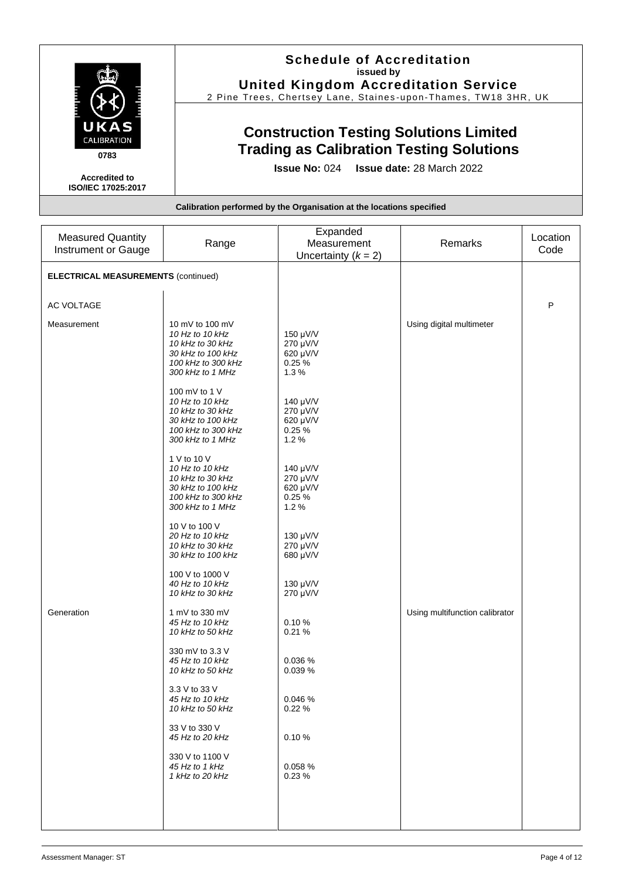**Schedule of Accreditation**
**issued by**
**United Kingdom Accreditation Service**
2 Pine Trees, Chertsey Lane, Staines-upon-Thames, TW18 3HR, UK

UKAS CALIBRATION 0783

Accredited to ISO/IEC 17025:2017

## Construction Testing Solutions Limited Trading as Calibration Testing Solutions

**Issue No:** 024 **Issue date:** 28 March 2022

**Calibration performed by the Organisation at the locations specified**

| Measured Quantity Instrument or Gauge | Range | Expanded Measurement Uncertainty ($k$ = 2) | Remarks | Location Code |
|---|---|---|---|---|
| **ELECTRICAL MEASUREMENTS** (continued) | | | | |
| AC VOLTAGE | | | | P |
| Measurement | 10 mV to 100 mV | | Using digital multimeter | |
| | *10 Hz to 10 kHz* | 150 μV/V | | |
| | *10 kHz to 30 kHz* | 270 μV/V | | |
| | *30 kHz to 100 kHz* | 620 μV/V | | |
| | *100 kHz to 300 kHz* | 0.25 % | | |
| | *300 kHz to 1 MHz* | 1.3 % | | |
| | 100 mV to 1 V | | | |
| | *10 Hz to 10 kHz* | 140 μV/V | | |
| | *10 kHz to 30 kHz* | 270 μV/V | | |
| | *30 kHz to 100 kHz* | 620 μV/V | | |
| | *100 kHz to 300 kHz* | 0.25 % | | |
| | *300 kHz to 1 MHz* | 1.2 % | | |
| | 1 V to 10 V | | | |
| | *10 Hz to 10 kHz* | 140 μV/V | | |
| | *10 kHz to 30 kHz* | 270 μV/V | | |
| | *30 kHz to 100 kHz* | 620 μV/V | | |
| | *100 kHz to 300 kHz* | 0.25 % | | |
| | *300 kHz to 1 MHz* | 1.2 % | | |
| | 10 V to 100 V | | | |
| | *20 Hz to 10 kHz* | 130 μV/V | | |
| | *10 kHz to 30 kHz* | 270 μV/V | | |
| | *30 kHz to 100 kHz* | 680 μV/V | | |
| | 100 V to 1000 V | | | |
| | *40 Hz to 10 kHz* | 130 μV/V | | |
| | *10 kHz to 30 kHz* | 270 μV/V | | |
| Generation | 1 mV to 330 mV | | Using multifunction calibrator | |
| | *45 Hz to 10 kHz* | 0.10 % | | |
| | *10 kHz to 50 kHz* | 0.21 % | | |
| | 330 mV to 3.3 V | | | |
| | *45 Hz to 10 kHz* | 0.036 % | | |
| | *10 kHz to 50 kHz* | 0.039 % | | |
| | 3.3 V to 33 V | | | |
| | *45 Hz to 10 kHz* | 0.046 % | | |
| | *10 kHz to 50 kHz* | 0.22 % | | |
| | 33 V to 330 V | | | |
| | *45 Hz to 20 kHz* | 0.10 % | | |
| | 330 V to 1100 V | | | |
| | *45 Hz to 1 kHz* | 0.058 % | | |
| | *1 kHz to 20 kHz* | 0.23 % | | |

Assessment Manager: ST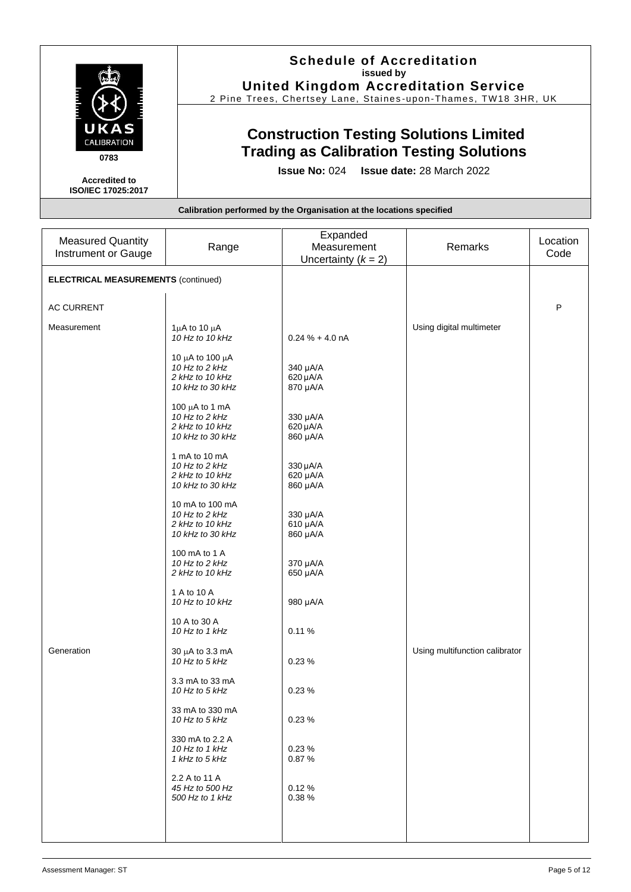# Schedule of Accreditation
**issued by**
**United Kingdom Accreditation Service**
2 Pine Trees, Chertsey Lane, Staines-upon-Thames, TW18 3HR, UK

UKAS CALIBRATION
0783

**Accredited to ISO/IEC 17025:2017**

## Construction Testing Solutions Limited Trading as Calibration Testing Solutions

**Issue No:** 024 **Issue date:** 28 March 2022

**Calibration performed by the Organisation at the locations specified**

| Measured Quantity Instrument or Gauge | Range | Expanded Measurement Uncertainty ($k$ = 2) | Remarks | Location Code |
|---|---|---|---|---|
| **ELECTRICAL MEASUREMENTS** (continued) | | | | |
| AC CURRENT | | | | P |
| Measurement | 1 µA to 10 µA | | Using digital multimeter | |
| | *10 Hz to 10 kHz* | 0.24 % + 4.0 nA | | |
| | 10 µA to 100 µA | | | |
| | *10 Hz to 2 kHz* | 340 µA/A | | |
| | *2 kHz to 10 kHz* | 620 µA/A | | |
| | *10 kHz to 30 kHz* | 870 µA/A | | |
| | 100 µA to 1 mA | | | |
| | *10 Hz to 2 kHz* | 330 µA/A | | |
| | *2 kHz to 10 kHz* | 620 µA/A | | |
| | *10 kHz to 30 kHz* | 860 µA/A | | |
| | 1 mA to 10 mA | | | |
| | *10 Hz to 2 kHz* | 330 µA/A | | |
| | *2 kHz to 10 kHz* | 620 µA/A | | |
| | *10 kHz to 30 kHz* | 860 µA/A | | |
| | 10 mA to 100 mA | | | |
| | *10 Hz to 2 kHz* | 330 µA/A | | |
| | *2 kHz to 10 kHz* | 610 µA/A | | |
| | *10 kHz to 30 kHz* | 860 µA/A | | |
| | 100 mA to 1 A | | | |
| | *10 Hz to 2 kHz* | 370 µA/A | | |
| | *2 kHz to 10 kHz* | 650 µA/A | | |
| | 1 A to 10 A | | | |
| | *10 Hz to 10 kHz* | 980 µA/A | | |
| | 10 A to 30 A | | | |
| | *10 Hz to 1 kHz* | 0.11 % | | |
| Generation | 30 µA to 3.3 mA | | Using multifunction calibrator | |
| | *10 Hz to 5 kHz* | 0.23 % | | |
| | 3.3 mA to 33 mA | | | |
| | *10 Hz to 5 kHz* | 0.23 % | | |
| | 33 mA to 330 mA | | | |
| | *10 Hz to 5 kHz* | 0.23 % | | |
| | 330 mA to 2.2 A | | | |
| | *10 Hz to 1 kHz* | 0.23 % | | |
| | *1 kHz to 5 kHz* | 0.87 % | | |
| | 2.2 A to 11 A | | | |
| | *45 Hz to 500 Hz* | 0.12 % | | |
| | *500 Hz to 1 kHz* | 0.38 % | | |

Assessment Manager: ST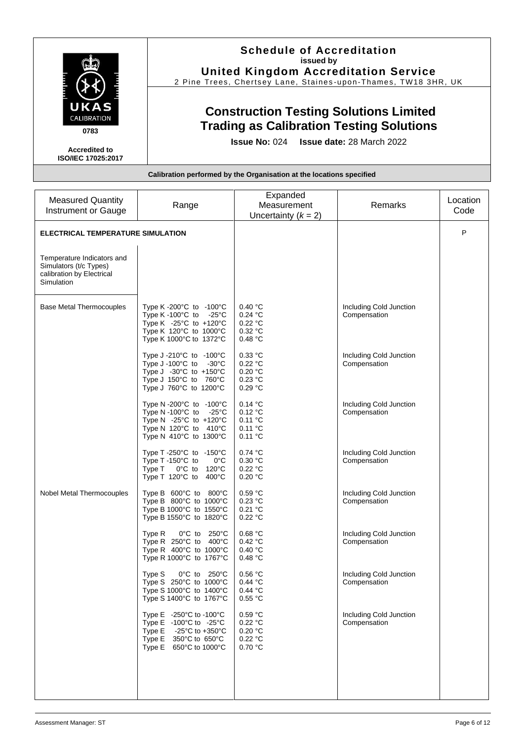# Schedule of Accreditation
**issued by**
**United Kingdom Accreditation Service**
2 Pine Trees, Chertsey Lane, Staines-upon-Thames, TW18 3HR, UK

UKAS CALIBRATION
0783

**Accredited to ISO/IEC 17025:2017**

## Construction Testing Solutions Limited
## Trading as Calibration Testing Solutions

**Issue No:** 024 **Issue date:** 28 March 2022

**Calibration performed by the Organisation at the locations specified**

| Measured Quantity Instrument or Gauge | Range | Expanded Measurement Uncertainty ($k$ = 2) | Remarks | Location Code |
|---|---|---|---|---|
| **ELECTRICAL TEMPERATURE SIMULATION** | | | | P |
| Temperature Indicators and Simulators (t/c Types) calibration by Electrical Simulation | | | | |
| Base Metal Thermocouples | Type K -200°C to -100°C<br>Type K -100°C to -25°C<br>Type K -25°C to +120°C<br>Type K 120°C to 1000°C<br>Type K 1000°C to 1372°C | 0.40 °C<br>0.24 °C<br>0.22 °C<br>0.32 °C<br>0.48 °C | Including Cold Junction Compensation | |
| | Type J -210°C to -100°C<br>Type J -100°C to -30°C<br>Type J -30°C to +150°C<br>Type J 150°C to 760°C<br>Type J 760°C to 1200°C | 0.33 °C<br>0.22 °C<br>0.20 °C<br>0.23 °C<br>0.29 °C | Including Cold Junction Compensation | |
| | Type N -200°C to -100°C<br>Type N -100°C to -25°C<br>Type N -25°C to +120°C<br>Type N 120°C to 410°C<br>Type N 410°C to 1300°C | 0.14 °C<br>0.12 °C<br>0.11 °C<br>0.11 °C<br>0.11 °C | Including Cold Junction Compensation | |
| | Type T -250°C to -150°C<br>Type T -150°C to 0°C<br>Type T 0°C to 120°C<br>Type T 120°C to 400°C | 0.74 °C<br>0.30 °C<br>0.22 °C<br>0.20 °C | Including Cold Junction Compensation | |
| Nobel Metal Thermocouples | Type B 600°C to 800°C<br>Type B 800°C to 1000°C<br>Type B 1000°C to 1550°C<br>Type B 1550°C to 1820°C | 0.59 °C<br>0.23 °C<br>0.21 °C<br>0.22 °C | Including Cold Junction Compensation | |
| | Type R 0°C to 250°C<br>Type R 250°C to 400°C<br>Type R 400°C to 1000°C<br>Type R 1000°C to 1767°C | 0.68 °C<br>0.42 °C<br>0.40 °C<br>0.48 °C | Including Cold Junction Compensation | |
| | Type S 0°C to 250°C<br>Type S 250°C to 1000°C<br>Type S 1000°C to 1400°C<br>Type S 1400°C to 1767°C | 0.56 °C<br>0.44 °C<br>0.44 °C<br>0.55 °C | Including Cold Junction Compensation | |
| | Type E -250°C to -100°C<br>Type E -100°C to -25°C<br>Type E -25°C to +350°C<br>Type E 350°C to 650°C<br>Type E 650°C to 1000°C | 0.59 °C<br>0.22 °C<br>0.20 °C<br>0.22 °C<br>0.70 °C | Including Cold Junction Compensation | |

Assessment Manager: ST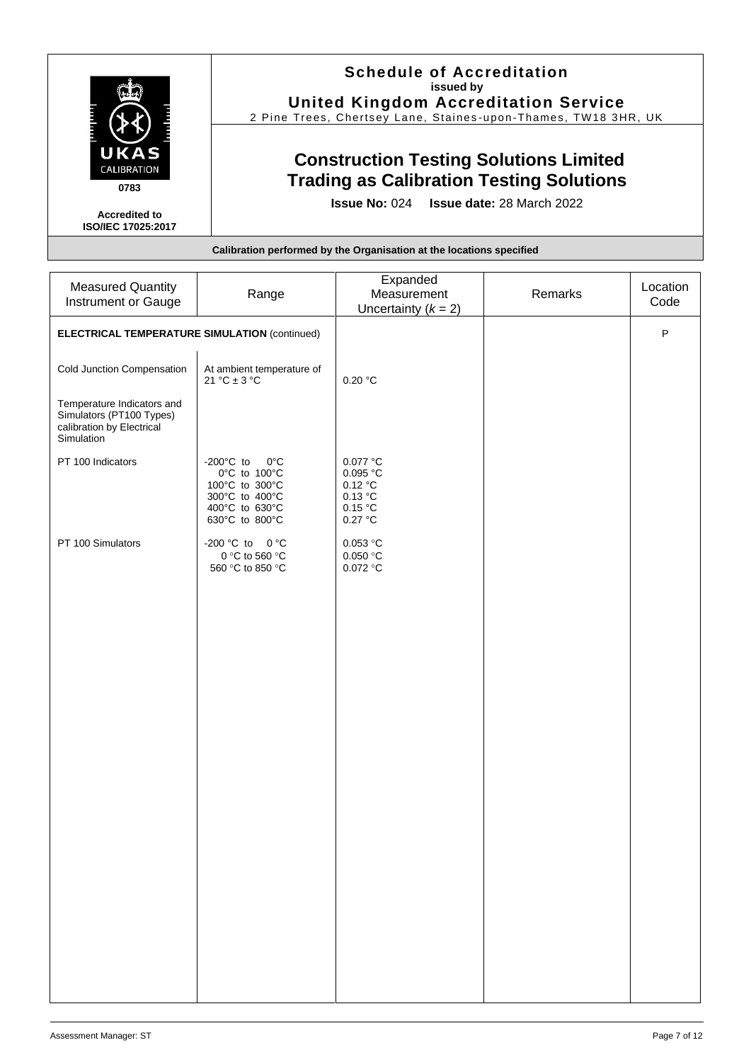**Schedule of Accreditation**
**issued by**
**United Kingdom Accreditation Service**
2 Pine Trees, Chertsey Lane, Staines-upon-Thames, TW18 3HR, UK

UKAS CALIBRATION
0783

**Accredited to ISO/IEC 17025:2017**

# Construction Testing Solutions Limited
# Trading as Calibration Testing Solutions

**Issue No:** 024 **Issue date:** 28 March 2022

**Calibration performed by the Organisation at the locations specified**

| Measured Quantity Instrument or Gauge | Range | Expanded Measurement Uncertainty ($k$ = 2) | Remarks | Location Code |
|---|---|---|---|---|
| **ELECTRICAL TEMPERATURE SIMULATION** (continued) | | | | P |
| Cold Junction Compensation | At ambient temperature of 21 °C ± 3 °C | 0.20 °C | | |
| Temperature Indicators and Simulators (PT100 Types) calibration by Electrical Simulation | | | | |
| PT 100 Indicators | -200°C to 0°C<br>0°C to 100°C<br>100°C to 300°C<br>300°C to 400°C<br>400°C to 630°C<br>630°C to 800°C | 0.077 °C<br>0.095 °C<br>0.12 °C<br>0.13 °C<br>0.15 °C<br>0.27 °C | | |
| PT 100 Simulators | -200 °C to 0 °C<br>0 °C to 560 °C<br>560 °C to 850 °C | 0.053 °C<br>0.050 °C<br>0.072 °C | | |

Assessment Manager: ST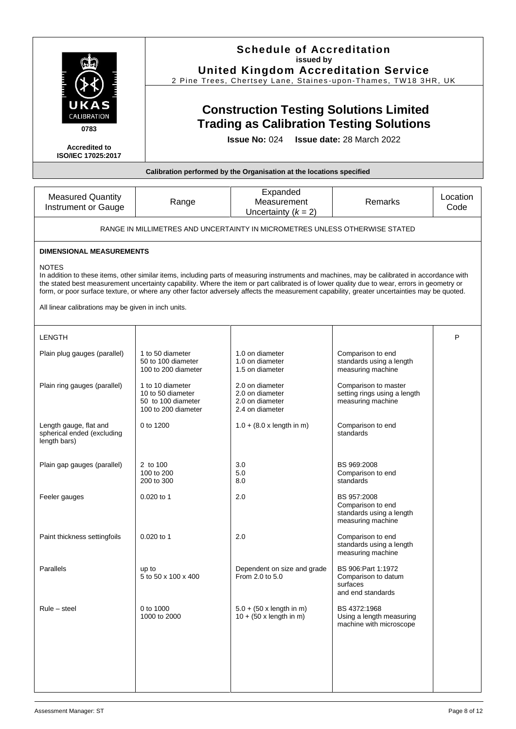# Schedule of Accreditation
**issued by**
**United Kingdom Accreditation Service**
2 Pine Trees, Chertsey Lane, Staines-upon-Thames, TW18 3HR, UK

UKAS CALIBRATION
0783

**Accredited to ISO/IEC 17025:2017**

## Construction Testing Solutions Limited
## Trading as Calibration Testing Solutions

**Issue No:** 024 **Issue date:** 28 March 2022

**Calibration performed by the Organisation at the locations specified**

| Measured Quantity Instrument or Gauge | Range | Expanded Measurement Uncertainty ($k$ = 2) | Remarks | Location Code |
|---|---|---|---|---|
| RANGE IN MILLIMETRES AND UNCERTAINTY IN MICROMETRES UNLESS OTHERWISE STATED | | | | |

**DIMENSIONAL MEASUREMENTS**

NOTES
In addition to these items, other similar items, including parts of measuring instruments and machines, may be calibrated in accordance with the stated best measurement uncertainty capability. Where the item or part calibrated is of lower quality due to wear, errors in geometry or form, or poor surface texture, or where any other factor adversely affects the measurement capability, greater uncertainties may be quoted.

All linear calibrations may be given in inch units.

| Measured Quantity Instrument or Gauge | Range | Expanded Measurement Uncertainty ($k$ = 2) | Remarks | Location Code |
|---|---|---|---|---|
| LENGTH | | | | P |
| Plain plug gauges (parallel) | 1 to 50 diameter<br>50 to 100 diameter<br>100 to 200 diameter | 1.0 on diameter<br>1.0 on diameter<br>1.5 on diameter | Comparison to end standards using a length measuring machine | |
| Plain ring gauges (parallel) | 1 to 10 diameter<br>10 to 50 diameter<br>50 to 100 diameter<br>100 to 200 diameter | 2.0 on diameter<br>2.0 on diameter<br>2.0 on diameter<br>2.4 on diameter | Comparison to master setting rings using a length measuring machine | |
| Length gauge, flat and spherical ended (excluding length bars) | 0 to 1200 | 1.0 + (8.0 x length in m) | Comparison to end standards | |
| Plain gap gauges (parallel) | 2 to 100<br>100 to 200<br>200 to 300 | 3.0<br>5.0<br>8.0 | BS 969:2008<br>Comparison to end standards | |
| Feeler gauges | 0.020 to 1 | 2.0 | BS 957:2008<br>Comparison to end standards using a length measuring machine | |
| Paint thickness settingfoils | 0.020 to 1 | 2.0 | Comparison to end standards using a length measuring machine | |
| Parallels | up to<br>5 to 50 x 100 x 400 | Dependent on size and grade<br>From 2.0 to 5.0 | BS 906:Part 1:1972<br>Comparison to datum surfaces and end standards | |
| Rule – steel | 0 to 1000<br>1000 to 2000 | 5.0 + (50 x length in m)<br>10 + (50 x length in m) | BS 4372:1968<br>Using a length measuring machine with microscope | |

Assessment Manager: ST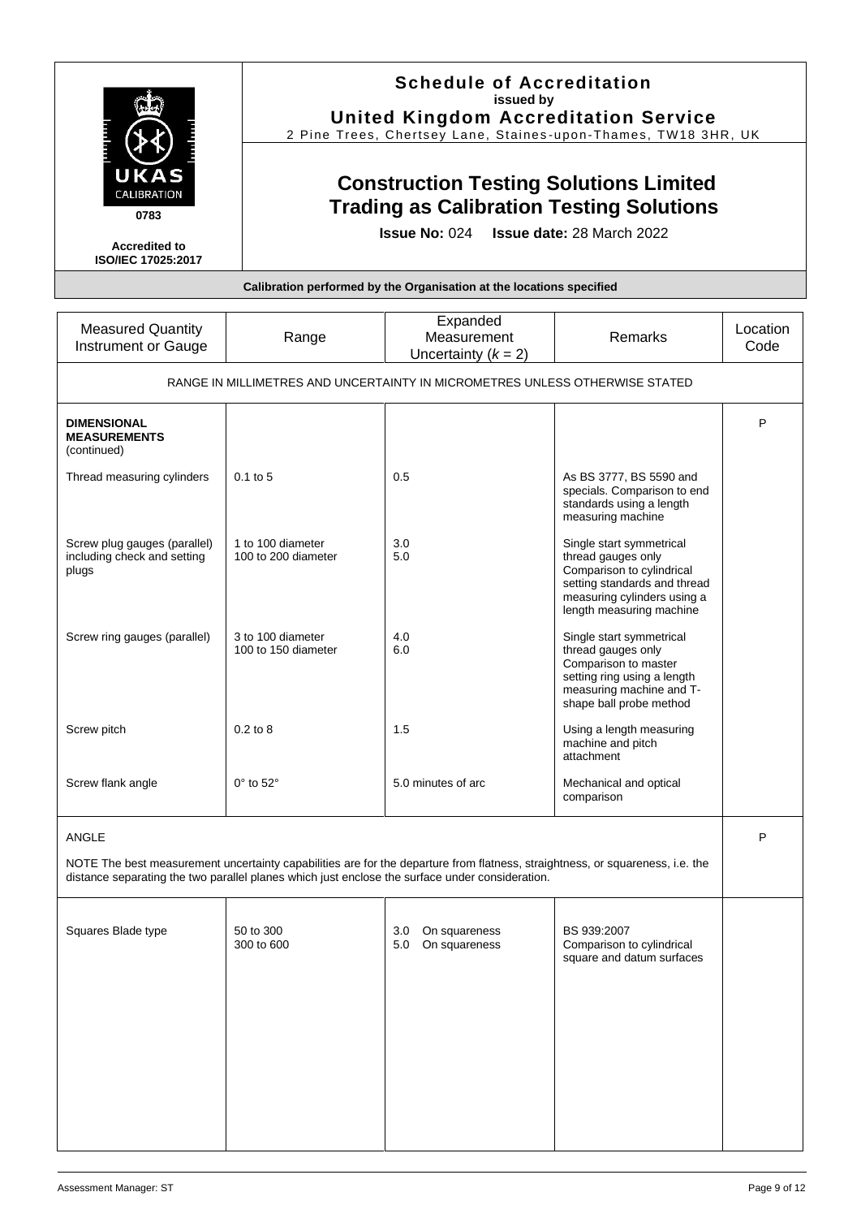# Schedule of Accreditation
issued by
**United Kingdom Accreditation Service**
2 Pine Trees, Chertsey Lane, Staines-upon-Thames, TW18 3HR, UK

UKAS CALIBRATION 0783

Accredited to ISO/IEC 17025:2017

## Construction Testing Solutions Limited Trading as Calibration Testing Solutions

**Issue No:** 024 **Issue date:** 28 March 2022

**Calibration performed by the Organisation at the locations specified**

| Measured Quantity Instrument or Gauge | Range | Expanded Measurement Uncertainty ($k$ = 2) | Remarks | Location Code |
|---|---|---|---|---|
| RANGE IN MILLIMETRES AND UNCERTAINTY IN MICROMETRES UNLESS OTHERWISE STATED | | | | |
| **DIMENSIONAL MEASUREMENTS** (continued) | | | | P |
| Thread measuring cylinders | 0.1 to 5 | 0.5 | As BS 3777, BS 5590 and specials. Comparison to end standards using a length measuring machine | |
| Screw plug gauges (parallel) including check and setting plugs | 1 to 100 diameter<br>100 to 200 diameter | 3.0<br>5.0 | Single start symmetrical thread gauges only<br>Comparison to cylindrical setting standards and thread measuring cylinders using a length measuring machine | |
| Screw ring gauges (parallel) | 3 to 100 diameter<br>100 to 150 diameter | 4.0<br>6.0 | Single start symmetrical thread gauges only<br>Comparison to master setting ring using a length measuring machine and T-shape ball probe method | |
| Screw pitch | 0.2 to 8 | 1.5 | Using a length measuring machine and pitch attachment | |
| Screw flank angle | 0° to 52° | 5.0 minutes of arc | Mechanical and optical comparison | |
| ANGLE<br><br>NOTE The best measurement uncertainty capabilities are for the departure from flatness, straightness, or squareness, i.e. the distance separating the two parallel planes which just enclose the surface under consideration. | | | | P |
| Squares Blade type | 50 to 300<br>300 to 600 | 3.0 On squareness<br>5.0 On squareness | BS 939:2007<br>Comparison to cylindrical square and datum surfaces | |

Assessment Manager: ST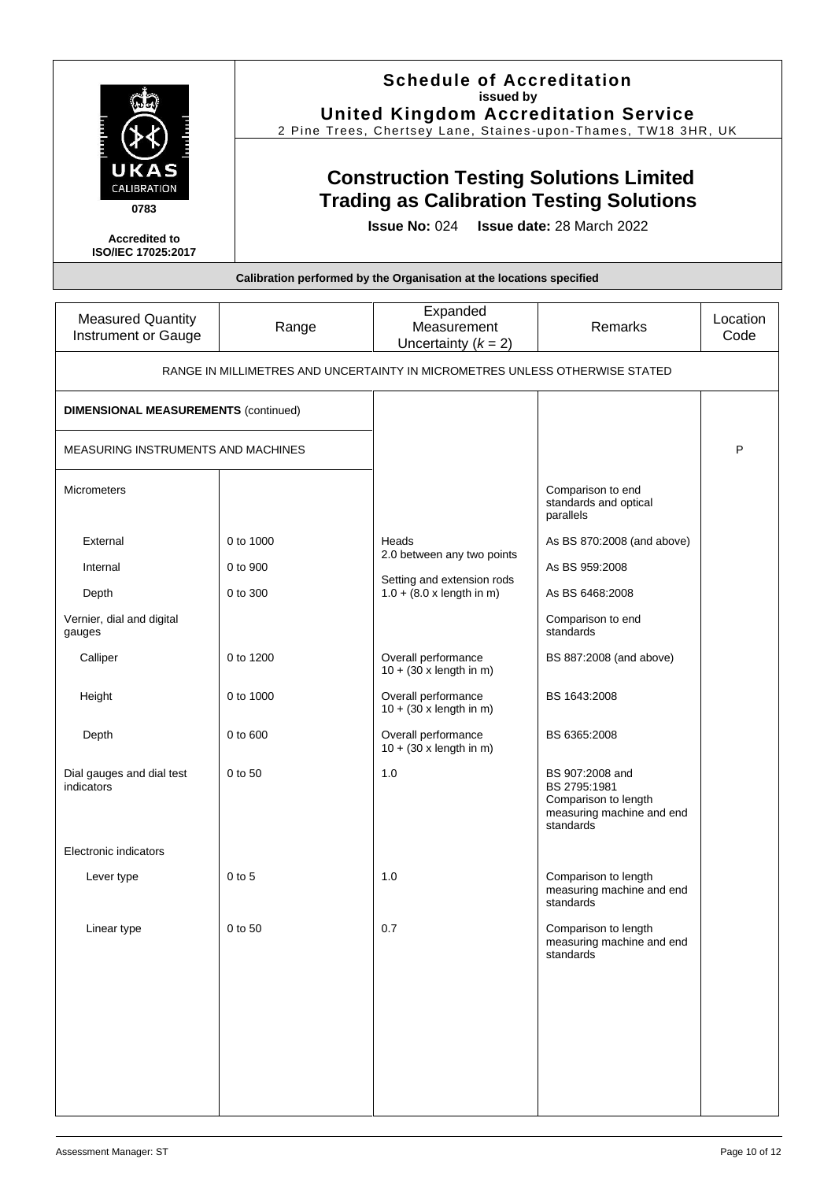# Schedule of Accreditation

**issued by**

**United Kingdom Accreditation Service**

2 Pine Trees, Chertsey Lane, Staines-upon-Thames, TW18 3HR, UK

UKAS CALIBRATION 0783

Accredited to ISO/IEC 17025:2017

## Construction Testing Solutions Limited Trading as Calibration Testing Solutions

**Issue No:** 024 **Issue date:** 28 March 2022

**Calibration performed by the Organisation at the locations specified**

| Measured Quantity Instrument or Gauge | Range | Expanded Measurement Uncertainty ($k$ = 2) | Remarks | Location Code |
|---|---|---|---|---|
| RANGE IN MILLIMETRES AND UNCERTAINTY IN MICROMETRES UNLESS OTHERWISE STATED | | | | |
| **DIMENSIONAL MEASUREMENTS** (continued) | | | | |
| MEASURING INSTRUMENTS AND MACHINES | | | | P |
| Micrometers | | | Comparison to end standards and optical parallels | |
| External | 0 to 1000 | Heads<br>2.0 between any two points | As BS 870:2008 (and above) | |
| Internal | 0 to 900 | Setting and extension rods | As BS 959:2008 | |
| Depth | 0 to 300 | 1.0 + (8.0 x length in m) | As BS 6468:2008 | |
| Vernier, dial and digital gauges | | | Comparison to end standards | |
| Calliper | 0 to 1200 | Overall performance<br>10 + (30 x length in m) | BS 887:2008 (and above) | |
| Height | 0 to 1000 | Overall performance<br>10 + (30 x length in m) | BS 1643:2008 | |
| Depth | 0 to 600 | Overall performance<br>10 + (30 x length in m) | BS 6365:2008 | |
| Dial gauges and dial test indicators | 0 to 50 | 1.0 | BS 907:2008 and BS 2795:1981<br>Comparison to length measuring machine and end standards | |
| Electronic indicators | | | | |
| Lever type | 0 to 5 | 1.0 | Comparison to length measuring machine and end standards | |
| Linear type | 0 to 50 | 0.7 | Comparison to length measuring machine and end standards | |

Assessment Manager: ST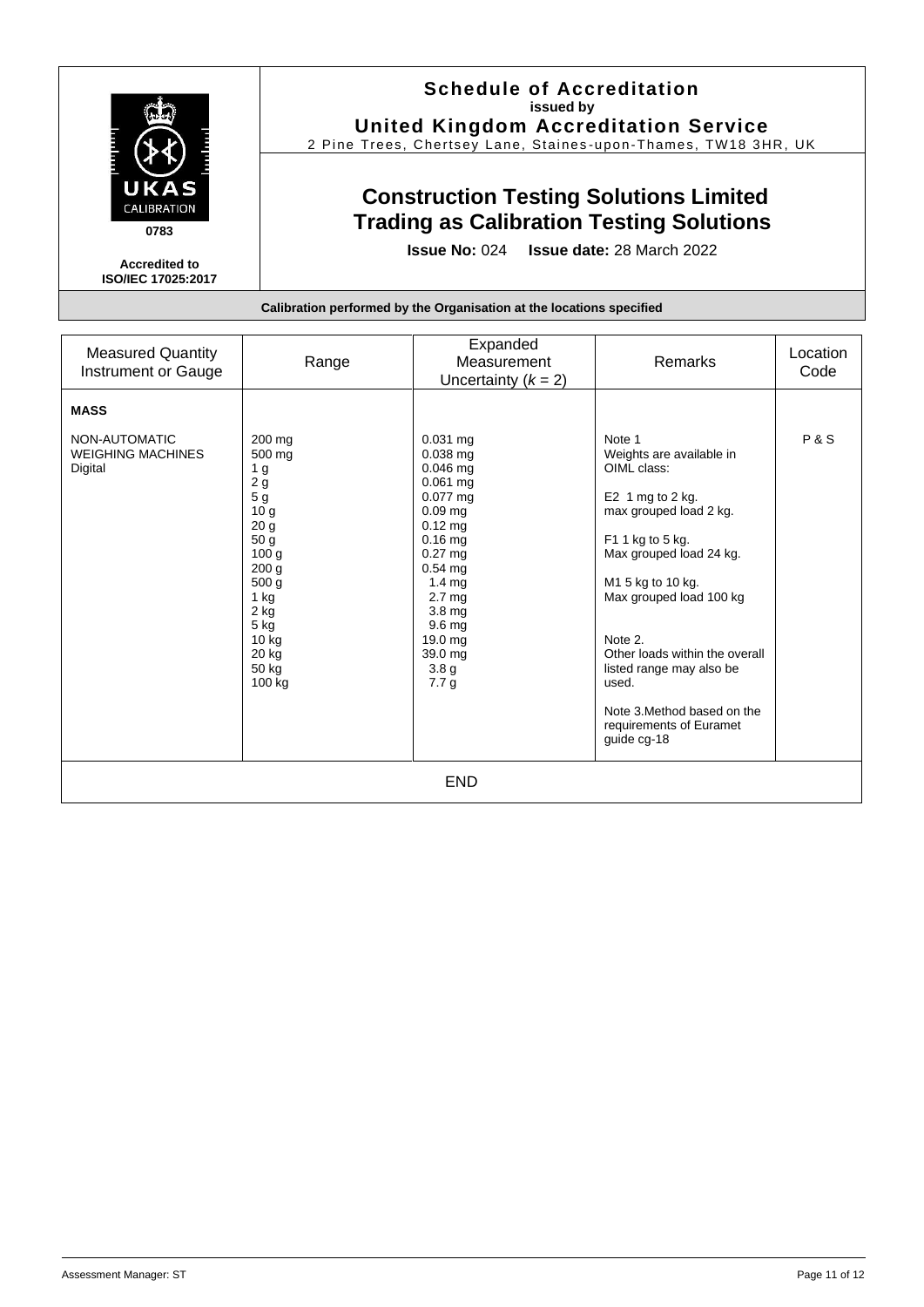UKAS CALIBRATION

0783

**Accredited to ISO/IEC 17025:2017**

# Schedule of Accreditation
**issued by**
**United Kingdom Accreditation Service**
2 Pine Trees, Chertsey Lane, Staines-upon-Thames, TW18 3HR, UK

## Construction Testing Solutions Limited Trading as Calibration Testing Solutions

**Issue No:** 024 **Issue date:** 28 March 2022

**Calibration performed by the Organisation at the locations specified**

| Measured Quantity Instrument or Gauge | Range | Expanded Measurement Uncertainty ($k$ = 2) | Remarks | Location Code |
|---|---|---|---|---|
| **MASS** | | | | |
| NON-AUTOMATIC WEIGHING MACHINES Digital | 200 mg<br>500 mg<br>1 g<br>2 g<br>5 g<br>10 g<br>20 g<br>50 g<br>100 g<br>200 g<br>500 g<br>1 kg<br>2 kg<br>5 kg<br>10 kg<br>20 kg<br>50 kg<br>100 kg | 0.031 mg<br>0.038 mg<br>0.046 mg<br>0.061 mg<br>0.077 mg<br>0.09 mg<br>0.12 mg<br>0.16 mg<br>0.27 mg<br>0.54 mg<br>1.4 mg<br>2.7 mg<br>3.8 mg<br>9.6 mg<br>19.0 mg<br>39.0 mg<br>3.8 g<br>7.7 g | Note 1<br>Weights are available in OIML class:<br><br>E2 1 mg to 2 kg.<br>max grouped load 2 kg.<br><br>F1 1 kg to 5 kg.<br>Max grouped load 24 kg.<br><br>M1 5 kg to 10 kg.<br>Max grouped load 100 kg<br><br>Note 2.<br>Other loads within the overall listed range may also be used.<br><br>Note 3.Method based on the requirements of Euramet guide cg-18 | P & S |

END

Assessment Manager: ST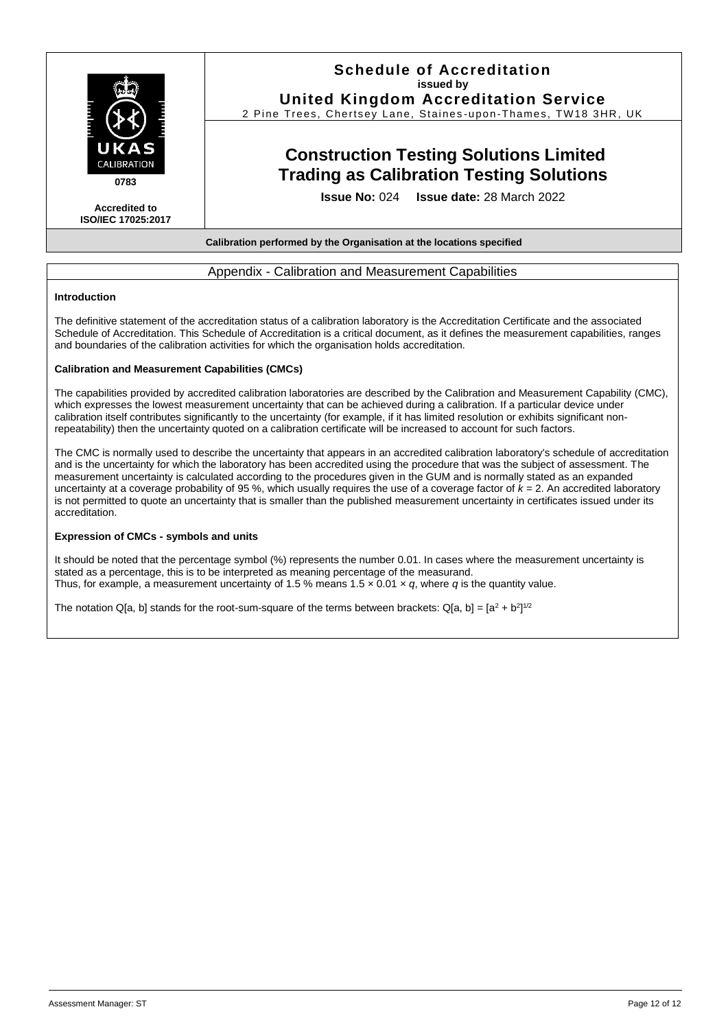**Schedule of Accreditation**
**issued by**
**United Kingdom Accreditation Service**
2 Pine Trees, Chertsey Lane, Staines-upon-Thames, TW18 3HR, UK

UKAS CALIBRATION
0783

**Accredited to ISO/IEC 17025:2017**

# Construction Testing Solutions Limited Trading as Calibration Testing Solutions

**Issue No:** 024 **Issue date:** 28 March 2022

**Calibration performed by the Organisation at the locations specified**

## Appendix - Calibration and Measurement Capabilities

### Introduction

The definitive statement of the accreditation status of a calibration laboratory is the Accreditation Certificate and the associated Schedule of Accreditation. This Schedule of Accreditation is a critical document, as it defines the measurement capabilities, ranges and boundaries of the calibration activities for which the organisation holds accreditation.

### Calibration and Measurement Capabilities (CMCs)

The capabilities provided by accredited calibration laboratories are described by the Calibration and Measurement Capability (CMC), which expresses the lowest measurement uncertainty that can be achieved during a calibration. If a particular device under calibration itself contributes significantly to the uncertainty (for example, if it has limited resolution or exhibits significant non-repeatability) then the uncertainty quoted on a calibration certificate will be increased to account for such factors.

The CMC is normally used to describe the uncertainty that appears in an accredited calibration laboratory's schedule of accreditation and is the uncertainty for which the laboratory has been accredited using the procedure that was the subject of assessment. The measurement uncertainty is calculated according to the procedures given in the GUM and is normally stated as an expanded uncertainty at a coverage probability of 95 %, which usually requires the use of a coverage factor of $k = 2$. An accredited laboratory is not permitted to quote an uncertainty that is smaller than the published measurement uncertainty in certificates issued under its accreditation.

### Expression of CMCs - symbols and units

It should be noted that the percentage symbol (%) represents the number 0.01. In cases where the measurement uncertainty is stated as a percentage, this is to be interpreted as meaning percentage of the measurand.
Thus, for example, a measurement uncertainty of 1.5 % means $1.5 \times 0.01 \times q$, where $q$ is the quantity value.

The notation Q[a, b] stands for the root-sum-square of the terms between brackets: $Q[a, b] = [a^2 + b^2]^{1/2}$

Assessment Manager: ST